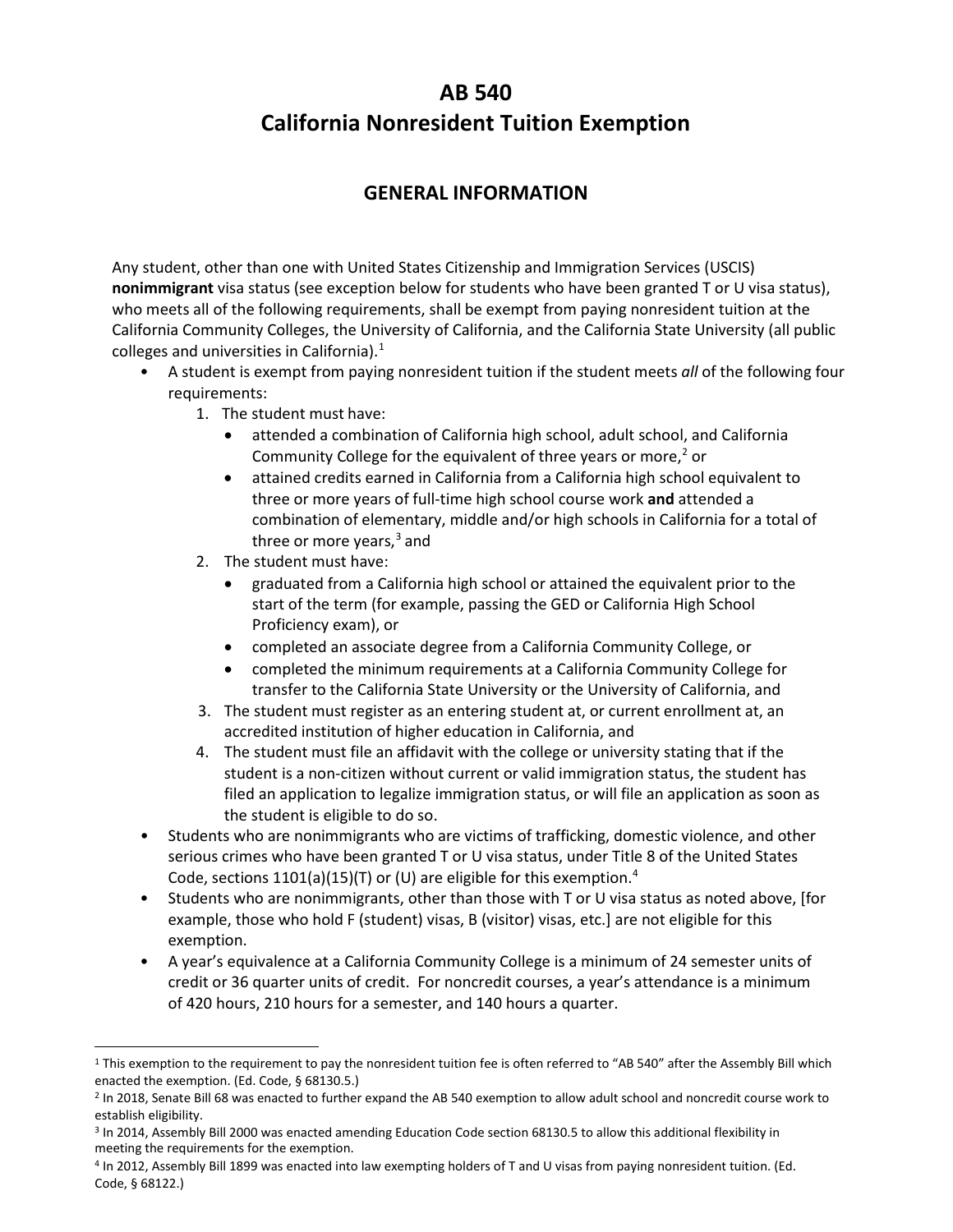# AB 540
# California Nonresident Tuition Exemption

## GENERAL INFORMATION

Any student, other than one with United States Citizenship and Immigration Services (USCIS) **nonimmigrant** visa status (see exception below for students who have been granted T or U visa status), who meets all of the following requirements, shall be exempt from paying nonresident tuition at the California Community Colleges, the University of California, and the California State University (all public colleges and universities in California).[1]

- A student is exempt from paying nonresident tuition if the student meets *all* of the following four requirements:
  1. The student must have:
     - attended a combination of California high school, adult school, and California Community College for the equivalent of three years or more,[2] or
     - attained credits earned in California from a California high school equivalent to three or more years of full-time high school course work **and** attended a combination of elementary, middle and/or high schools in California for a total of three or more years,[3] and
  2. The student must have:
     - graduated from a California high school or attained the equivalent prior to the start of the term (for example, passing the GED or California High School Proficiency exam), or
     - completed an associate degree from a California Community College, or
     - completed the minimum requirements at a California Community College for transfer to the California State University or the University of California, and
  3. The student must register as an entering student at, or current enrollment at, an accredited institution of higher education in California, and
  4. The student must file an affidavit with the college or university stating that if the student is a non-citizen without current or valid immigration status, the student has filed an application to legalize immigration status, or will file an application as soon as the student is eligible to do so.
- Students who are nonimmigrants who are victims of trafficking, domestic violence, and other serious crimes who have been granted T or U visa status, under Title 8 of the United States Code, sections 1101(a)(15)(T) or (U) are eligible for this exemption.[4]
- Students who are nonimmigrants, other than those with T or U visa status as noted above, [for example, those who hold F (student) visas, B (visitor) visas, etc.] are not eligible for this exemption.
- A year's equivalence at a California Community College is a minimum of 24 semester units of credit or 36 quarter units of credit. For noncredit courses, a year's attendance is a minimum of 420 hours, 210 hours for a semester, and 140 hours a quarter.

---

[1] This exemption to the requirement to pay the nonresident tuition fee is often referred to "AB 540" after the Assembly Bill which enacted the exemption. (Ed. Code, § 68130.5.)

[2] In 2018, Senate Bill 68 was enacted to further expand the AB 540 exemption to allow adult school and noncredit course work to establish eligibility.

[3] In 2014, Assembly Bill 2000 was enacted amending Education Code section 68130.5 to allow this additional flexibility in meeting the requirements for the exemption.

[4] In 2012, Assembly Bill 1899 was enacted into law exempting holders of T and U visas from paying nonresident tuition. (Ed. Code, § 68122.)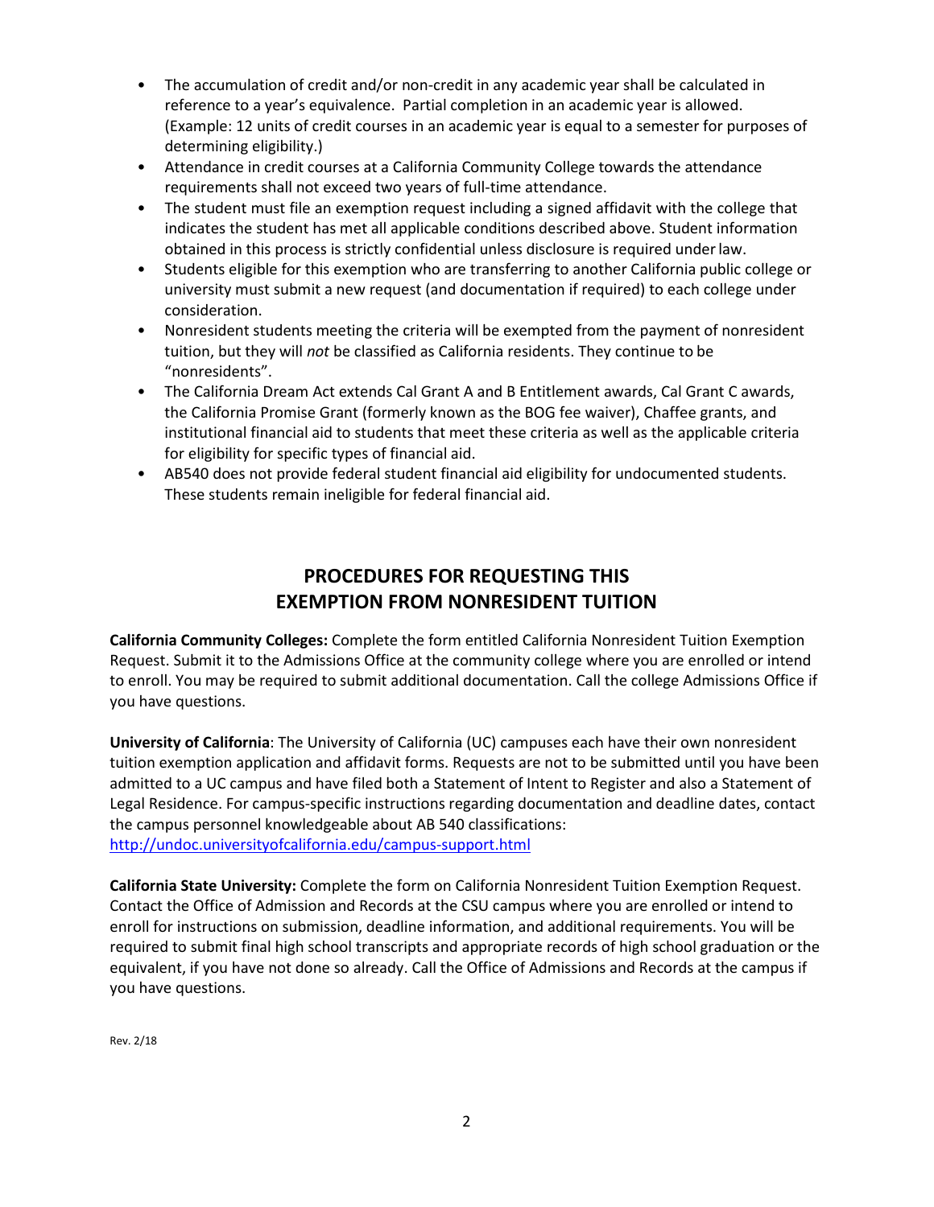- The accumulation of credit and/or non-credit in any academic year shall be calculated in reference to a year's equivalence. Partial completion in an academic year is allowed. (Example: 12 units of credit courses in an academic year is equal to a semester for purposes of determining eligibility.)
- Attendance in credit courses at a California Community College towards the attendance requirements shall not exceed two years of full-time attendance.
- The student must file an exemption request including a signed affidavit with the college that indicates the student has met all applicable conditions described above. Student information obtained in this process is strictly confidential unless disclosure is required under law.
- Students eligible for this exemption who are transferring to another California public college or university must submit a new request (and documentation if required) to each college under consideration.
- Nonresident students meeting the criteria will be exempted from the payment of nonresident tuition, but they will *not* be classified as California residents. They continue to be "nonresidents".
- The California Dream Act extends Cal Grant A and B Entitlement awards, Cal Grant C awards, the California Promise Grant (formerly known as the BOG fee waiver), Chaffee grants, and institutional financial aid to students that meet these criteria as well as the applicable criteria for eligibility for specific types of financial aid.
- AB540 does not provide federal student financial aid eligibility for undocumented students. These students remain ineligible for federal financial aid.

## PROCEDURES FOR REQUESTING THIS EXEMPTION FROM NONRESIDENT TUITION

**California Community Colleges:** Complete the form entitled California Nonresident Tuition Exemption Request. Submit it to the Admissions Office at the community college where you are enrolled or intend to enroll. You may be required to submit additional documentation. Call the college Admissions Office if you have questions.

**University of California**: The University of California (UC) campuses each have their own nonresident tuition exemption application and affidavit forms. Requests are not to be submitted until you have been admitted to a UC campus and have filed both a Statement of Intent to Register and also a Statement of Legal Residence. For campus-specific instructions regarding documentation and deadline dates, contact the campus personnel knowledgeable about AB 540 classifications: http://undoc.universityofcalifornia.edu/campus-support.html

**California State University:** Complete the form on California Nonresident Tuition Exemption Request. Contact the Office of Admission and Records at the CSU campus where you are enrolled or intend to enroll for instructions on submission, deadline information, and additional requirements. You will be required to submit final high school transcripts and appropriate records of high school graduation or the equivalent, if you have not done so already. Call the Office of Admissions and Records at the campus if you have questions.

Rev. 2/18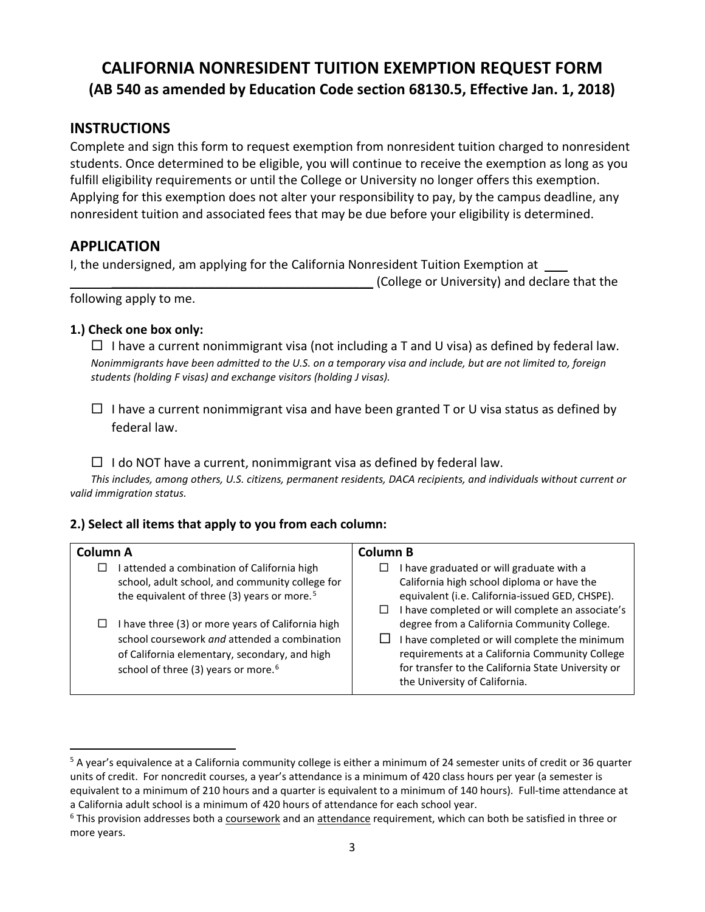# CALIFORNIA NONRESIDENT TUITION EXEMPTION REQUEST FORM

## (AB 540 as amended by Education Code section 68130.5, Effective Jan. 1, 2018)

## INSTRUCTIONS

Complete and sign this form to request exemption from nonresident tuition charged to nonresident students. Once determined to be eligible, you will continue to receive the exemption as long as you fulfill eligibility requirements or until the College or University no longer offers this exemption. Applying for this exemption does not alter your responsibility to pay, by the campus deadline, any nonresident tuition and associated fees that may be due before your eligibility is determined.

## APPLICATION

I, the undersigned, am applying for the California Nonresident Tuition Exemption at ______________________________________________ (College or University) and declare that the following apply to me.

### 1.) Check one box only:

☐ I have a current nonimmigrant visa (not including a T and U visa) as defined by federal law.
*Nonimmigrants have been admitted to the U.S. on a temporary visa and include, but are not limited to, foreign students (holding F visas) and exchange visitors (holding J visas).*

☐ I have a current nonimmigrant visa and have been granted T or U visa status as defined by federal law.

☐ I do NOT have a current, nonimmigrant visa as defined by federal law.
*This includes, among others, U.S. citizens, permanent residents, DACA recipients, and individuals without current or valid immigration status.*

### 2.) Select all items that apply to you from each column:

| Column A | Column B |
|---|---|
| ☐ I attended a combination of California high school, adult school, and community college for the equivalent of three (3) years or more.[5] | ☐ I have graduated or will graduate with a California high school diploma or have the equivalent (i.e. California-issued GED, CHSPE). |
| ☐ I have three (3) or more years of California high school coursework *and* attended a combination of California elementary, secondary, and high school of three (3) years or more.[6] | ☐ I have completed or will complete an associate's degree from a California Community College. |
| | ☐ I have completed or will complete the minimum requirements at a California Community College for transfer to the California State University or the University of California. |

---

[5] A year's equivalence at a California community college is either a minimum of 24 semester units of credit or 36 quarter units of credit. For noncredit courses, a year's attendance is a minimum of 420 class hours per year (a semester is equivalent to a minimum of 210 hours and a quarter is equivalent to a minimum of 140 hours). Full-time attendance at a California adult school is a minimum of 420 hours of attendance for each school year.

[6] This provision addresses both a coursework and an attendance requirement, which can both be satisfied in three or more years.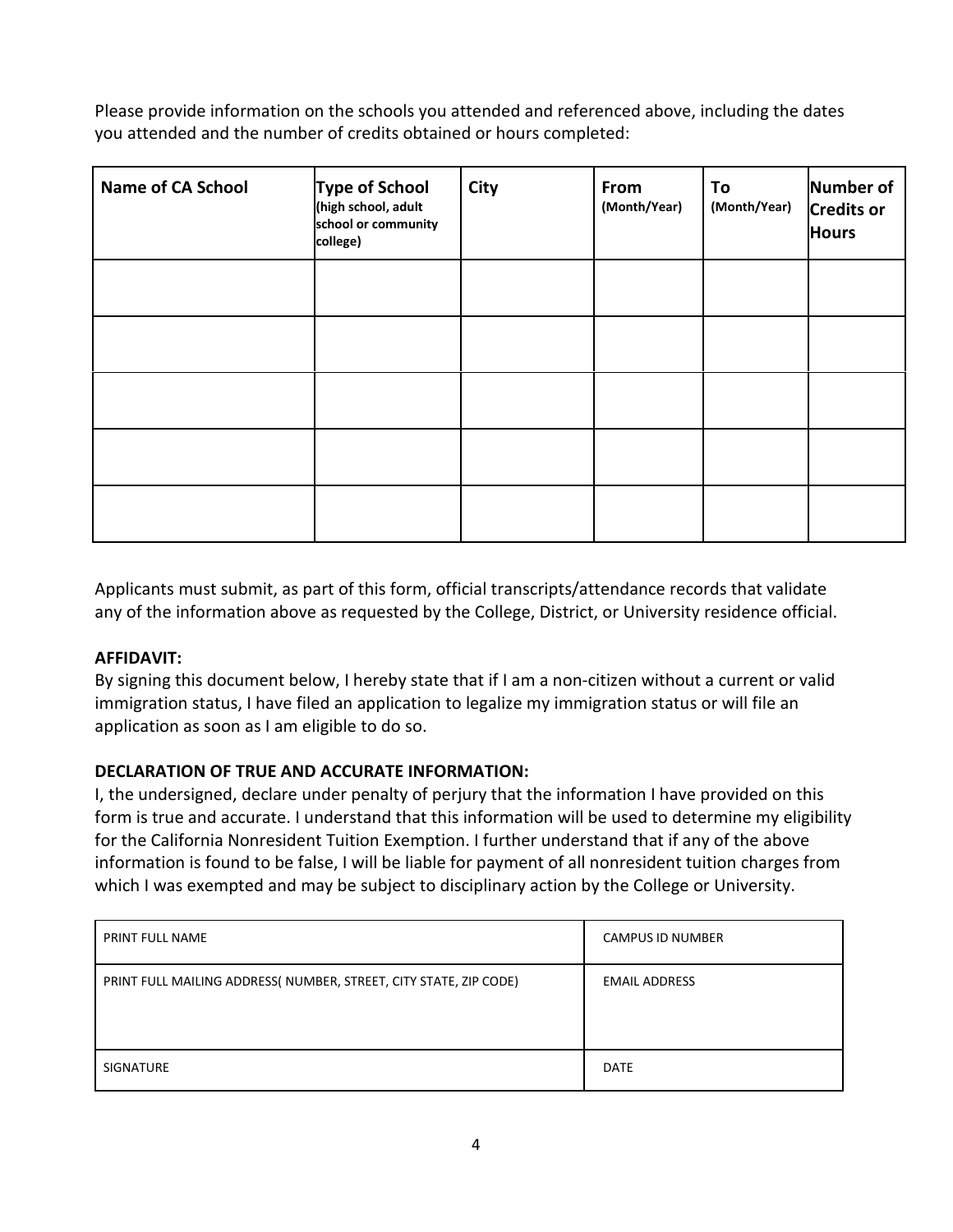Please provide information on the schools you attended and referenced above, including the dates you attended and the number of credits obtained or hours completed:

| **Name of CA School** | **Type of School** (high school, adult school or community college) | **City** | **From** (Month/Year) | **To** (Month/Year) | **Number of Credits or Hours** |
|---|---|---|---|---|---|
| | | | | | |
| | | | | | |
| | | | | | |
| | | | | | |
| | | | | | |

Applicants must submit, as part of this form, official transcripts/attendance records that validate any of the information above as requested by the College, District, or University residence official.

**AFFIDAVIT:**
By signing this document below, I hereby state that if I am a non-citizen without a current or valid immigration status, I have filed an application to legalize my immigration status or will file an application as soon as I am eligible to do so.

**DECLARATION OF TRUE AND ACCURATE INFORMATION:**
I, the undersigned, declare under penalty of perjury that the information I have provided on this form is true and accurate. I understand that this information will be used to determine my eligibility for the California Nonresident Tuition Exemption. I further understand that if any of the above information is found to be false, I will be liable for payment of all nonresident tuition charges from which I was exempted and may be subject to disciplinary action by the College or University.

| | |
|---|---|
| PRINT FULL NAME | CAMPUS ID NUMBER |
| PRINT FULL MAILING ADDRESS( NUMBER, STREET, CITY STATE, ZIP CODE) | EMAIL ADDRESS |
| SIGNATURE | DATE |